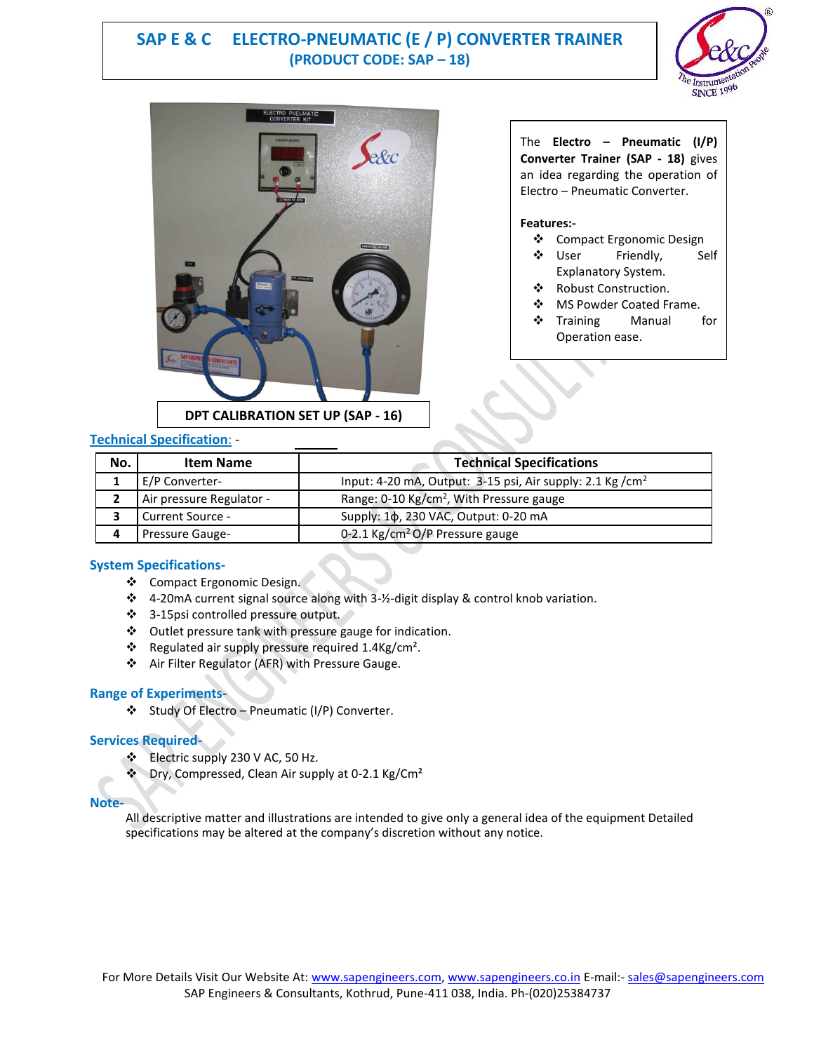# SAP E & C ELECTRO-PNEUMATIC (E / P) CONVERTER TRAINER

## (PRODUCT CODE: SAP – 18)

DPT CALIBRATION SET UP (SAP - 16)

The **Electro – Pneumatic (I/P) Converter Trainer (SAP - 18)** gives an idea regarding the operation of Electro – Pneumatic Converter.

**Features:-**

- Compact Ergonomic Design
- User Friendly, Self Explanatory System.
- Robust Construction.
- MS Powder Coated Frame.
- Training Manual for Operation ease.

## Technical Specification: -

| No. | Item Name | Technical Specifications |
|---|---|---|
| 1 | E/P Converter- | Input: 4-20 mA, Output: 3-15 psi, Air supply: 2.1 Kg /cm$^2$ |
| 2 | Air pressure Regulator - | Range: 0-10 Kg/cm$^2$, With Pressure gauge |
| 3 | Current Source - | Supply: 1ϕ, 230 VAC, Output: 0-20 mA |
| 4 | Pressure Gauge- | 0-2.1 Kg/cm$^2$ O/P Pressure gauge |

## System Specifications-

- Compact Ergonomic Design.
- 4-20mA current signal source along with 3-½-digit display & control knob variation.
- 3-15psi controlled pressure output.
- Outlet pressure tank with pressure gauge for indication.
- Regulated air supply pressure required 1.4Kg/cm².
- Air Filter Regulator (AFR) with Pressure Gauge.

## Range of Experiments-

- Study Of Electro – Pneumatic (I/P) Converter.

## Services Required-

- Electric supply 230 V AC, 50 Hz.
- Dry, Compressed, Clean Air supply at 0-2.1 Kg/Cm²

## Note-

All descriptive matter and illustrations are intended to give only a general idea of the equipment Detailed specifications may be altered at the company's discretion without any notice.

For More Details Visit Our Website At: www.sapengineers.com, www.sapengineers.co.in E-mail:- sales@sapengineers.com
SAP Engineers & Consultants, Kothrud, Pune-411 038, India. Ph-(020)25384737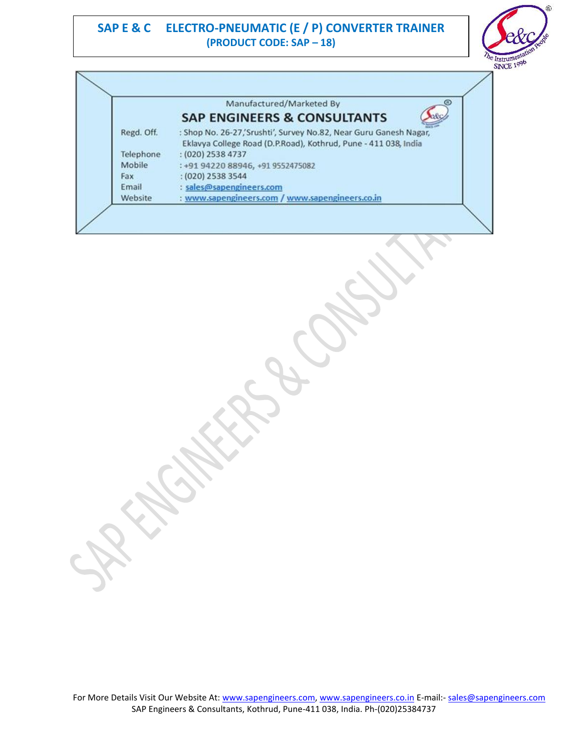Manufactured/Marketed By

**SAP ENGINEERS & CONSULTANTS**

| | |
|---|---|
| Regd. Off. | : Shop No. 26-27,'Srushti', Survey No.82, Near Guru Ganesh Nagar, Eklavya College Road (D.P.Road), Kothrud, Pune - 411 038, India |
| Telephone | : (020) 2538 4737 |
| Mobile | : +91 94220 88946, +91 9552475082 |
| Fax | : (020) 2538 3544 |
| Email | : sales@sapengineers.com |
| Website | : www.sapengineers.com / www.sapengineers.co.in |